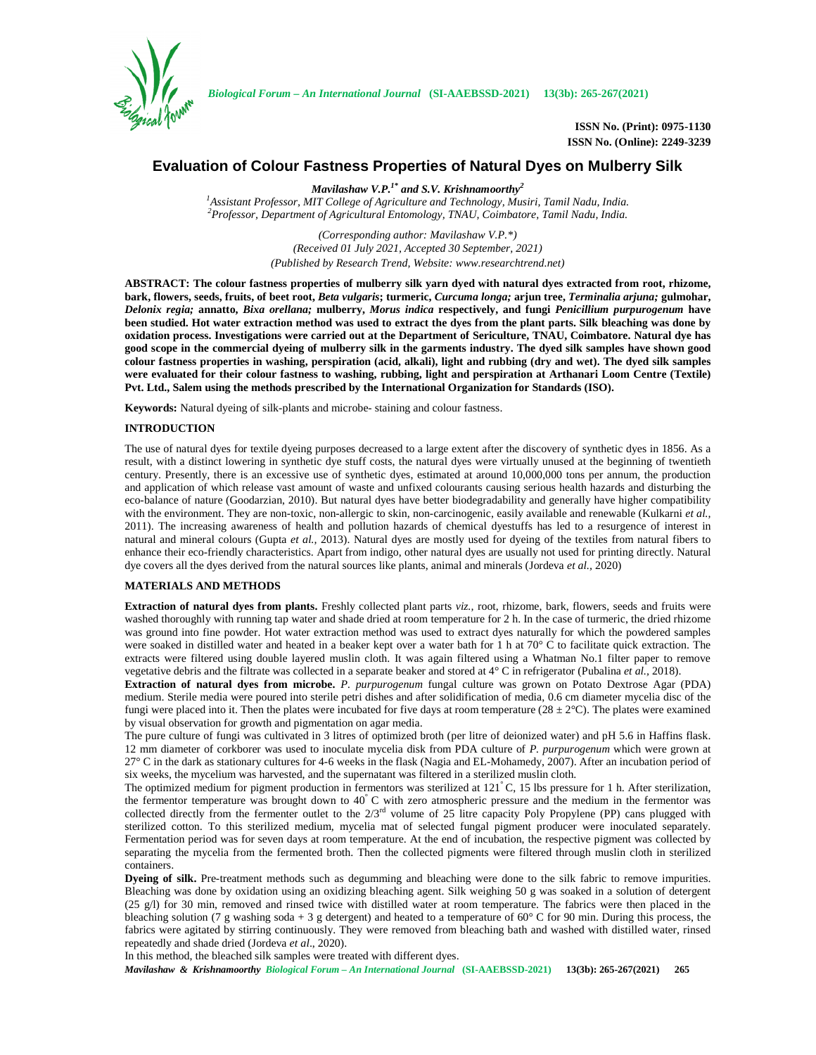# Evaluation of Colour Fastness Properties of Natural Dyes on Mulberry Silk

***Mavilashaw V.P.[1*] and S.V. Krishnamoorthy[2]***

*[1]Assistant Professor, MIT College of Agriculture and Technology, Musiri, Tamil Nadu, India.*
*[2]Professor, Department of Agricultural Entomology, TNAU, Coimbatore, Tamil Nadu, India.*

*(Corresponding author: Mavilashaw V.P.\*)*
*(Received 01 July 2021, Accepted 30 September, 2021)*
*(Published by Research Trend, Website: www.researchtrend.net)*

**ABSTRACT: The colour fastness properties of mulberry silk yarn dyed with natural dyes extracted from root, rhizome, bark, flowers, seeds, fruits, of beet root, *Beta vulgaris*; turmeric, *Curcuma longa;* arjun tree, *Terminalia arjuna;* gulmohar, *Delonix regia;* annatto, *Bixa orellana;* mulberry, *Morus indica* respectively, and fungi *Penicillium purpurogenum* have been studied. Hot water extraction method was used to extract the dyes from the plant parts. Silk bleaching was done by oxidation process. Investigations were carried out at the Department of Sericulture, TNAU, Coimbatore. Natural dye has good scope in the commercial dyeing of mulberry silk in the garments industry. The dyed silk samples have shown good colour fastness properties in washing, perspiration (acid, alkali), light and rubbing (dry and wet). The dyed silk samples were evaluated for their colour fastness to washing, rubbing, light and perspiration at Arthanari Loom Centre (Textile) Pvt. Ltd., Salem using the methods prescribed by the International Organization for Standards (ISO).**

**Keywords:** Natural dyeing of silk-plants and microbe- staining and colour fastness.

## INTRODUCTION

The use of natural dyes for textile dyeing purposes decreased to a large extent after the discovery of synthetic dyes in 1856. As a result, with a distinct lowering in synthetic dye stuff costs, the natural dyes were virtually unused at the beginning of twentieth century. Presently, there is an excessive use of synthetic dyes, estimated at around 10,000,000 tons per annum, the production and application of which release vast amount of waste and unfixed colourants causing serious health hazards and disturbing the eco-balance of nature (Goodarzian, 2010). But natural dyes have better biodegradability and generally have higher compatibility with the environment. They are non-toxic, non-allergic to skin, non-carcinogenic, easily available and renewable (Kulkarni *et al.,* 2011). The increasing awareness of health and pollution hazards of chemical dyestuffs has led to a resurgence of interest in natural and mineral colours (Gupta *et al.,* 2013). Natural dyes are mostly used for dyeing of the textiles from natural fibers to enhance their eco-friendly characteristics. Apart from indigo, other natural dyes are usually not used for printing directly. Natural dye covers all the dyes derived from the natural sources like plants, animal and minerals (Jordeva *et al.,* 2020)

## MATERIALS AND METHODS

**Extraction of natural dyes from plants.** Freshly collected plant parts *viz.,* root, rhizome, bark, flowers, seeds and fruits were washed thoroughly with running tap water and shade dried at room temperature for 2 h. In the case of turmeric, the dried rhizome was ground into fine powder. Hot water extraction method was used to extract dyes naturally for which the powdered samples were soaked in distilled water and heated in a beaker kept over a water bath for 1 h at 70° C to facilitate quick extraction. The extracts were filtered using double layered muslin cloth. It was again filtered using a Whatman No.1 filter paper to remove vegetative debris and the filtrate was collected in a separate beaker and stored at 4° C in refrigerator (Pubalina *et al.,* 2018).

**Extraction of natural dyes from microbe.** *P. purpurogenum* fungal culture was grown on Potato Dextrose Agar (PDA) medium. Sterile media were poured into sterile petri dishes and after solidification of media, 0.6 cm diameter mycelia disc of the fungi were placed into it. Then the plates were incubated for five days at room temperature (28 ± 2°C). The plates were examined by visual observation for growth and pigmentation on agar media.

The pure culture of fungi was cultivated in 3 litres of optimized broth (per litre of deionized water) and pH 5.6 in Haffins flask. 12 mm diameter of corkborer was used to inoculate mycelia disk from PDA culture of *P. purpurogenum* which were grown at 27° C in the dark as stationary cultures for 4-6 weeks in the flask (Nagia and EL-Mohamedy, 2007). After an incubation period of six weeks, the mycelium was harvested, and the supernatant was filtered in a sterilized muslin cloth.

The optimized medium for pigment production in fermentors was sterilized at 121° C, 15 lbs pressure for 1 h. After sterilization, the fermentor temperature was brought down to 40° C with zero atmospheric pressure and the medium in the fermentor was collected directly from the fermenter outlet to the $2/3^{rd}$ volume of 25 litre capacity Poly Propylene (PP) cans plugged with sterilized cotton. To this sterilized medium, mycelia mat of selected fungal pigment producer were inoculated separately. Fermentation period was for seven days at room temperature. At the end of incubation, the respective pigment was collected by separating the mycelia from the fermented broth. Then the collected pigments were filtered through muslin cloth in sterilized containers.

**Dyeing of silk.** Pre-treatment methods such as degumming and bleaching were done to the silk fabric to remove impurities. Bleaching was done by oxidation using an oxidizing bleaching agent. Silk weighing 50 g was soaked in a solution of detergent (25 g/l) for 30 min, removed and rinsed twice with distilled water at room temperature. The fabrics were then placed in the bleaching solution (7 g washing soda + 3 g detergent) and heated to a temperature of 60° C for 90 min. During this process, the fabrics were agitated by stirring continuously. They were removed from bleaching bath and washed with distilled water, rinsed repeatedly and shade dried (Jordeva *et al*., 2020).

In this method, the bleached silk samples were treated with different dyes.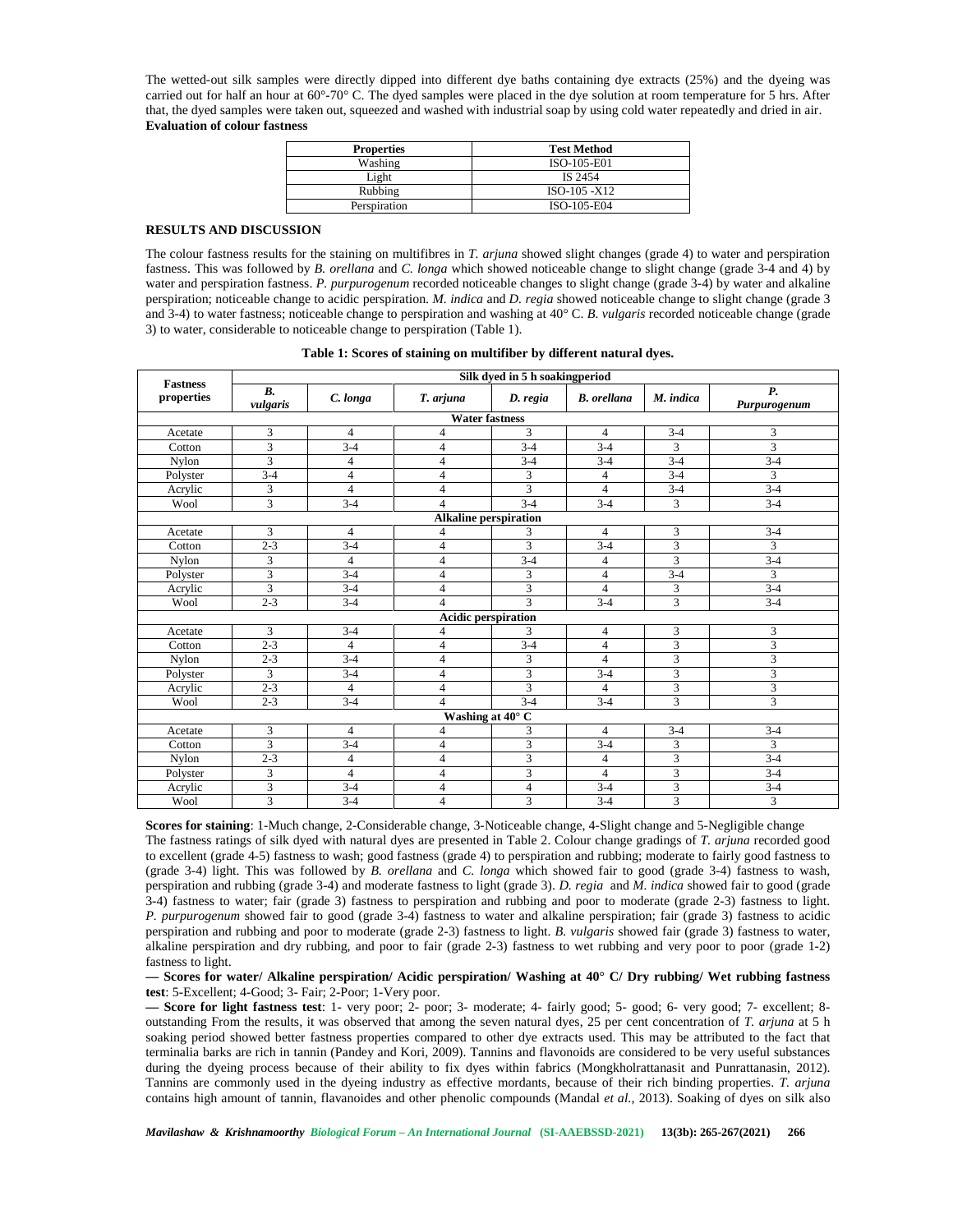The wetted-out silk samples were directly dipped into different dye baths containing dye extracts (25%) and the dyeing was carried out for half an hour at 60°-70° C. The dyed samples were placed in the dye solution at room temperature for 5 hrs. After that, the dyed samples were taken out, squeezed and washed with industrial soap by using cold water repeatedly and dried in air.

**Evaluation of colour fastness**

| Properties | Test Method |
| --- | --- |
| Washing | ISO-105-E01 |
| Light | IS 2454 |
| Rubbing | ISO-105 -X12 |
| Perspiration | ISO-105-E04 |

## RESULTS AND DISCUSSION

The colour fastness results for the staining on multifibres in *T. arjuna* showed slight changes (grade 4) to water and perspiration fastness. This was followed by *B. orellana* and *C. longa* which showed noticeable change to slight change (grade 3-4 and 4) by water and perspiration fastness. *P. purpurogenum* recorded noticeable changes to slight change (grade 3-4) by water and alkaline perspiration; noticeable change to acidic perspiration. *M. indica* and *D. regia* showed noticeable change to slight change (grade 3 and 3-4) to water fastness; noticeable change to perspiration and washing at 40° C. *B. vulgaris* recorded noticeable change (grade 3) to water, considerable to noticeable change to perspiration (Table 1).

**Table 1: Scores of staining on multifiber by different natural dyes.**

| Fastness properties | Silk dyed in 5 h soakingperiod | | | | | | |
| --- | --- | --- | --- | --- | --- | --- | --- |
| | *B. vulgaris* | *C. longa* | *T. arjuna* | *D. regia* | *B. orellana* | *M. indica* | *P. Purpurogenum* |
| **Water fastness** | | | | | | | |
| Acetate | 3 | 4 | 4 | 3 | 4 | 3-4 | 3 |
| Cotton | 3 | 3-4 | 4 | 3-4 | 3-4 | 3 | 3 |
| Nylon | 3 | 4 | 4 | 3-4 | 3-4 | 3-4 | 3-4 |
| Polyster | 3-4 | 4 | 4 | 3 | 4 | 3-4 | 3 |
| Acrylic | 3 | 4 | 4 | 3 | 4 | 3-4 | 3-4 |
| Wool | 3 | 3-4 | 4 | 3-4 | 3-4 | 3 | 3-4 |
| **Alkaline perspiration** | | | | | | | |
| Acetate | 3 | 4 | 4 | 3 | 4 | 3 | 3-4 |
| Cotton | 2-3 | 3-4 | 4 | 3 | 3-4 | 3 | 3 |
| Nylon | 3 | 4 | 4 | 3-4 | 4 | 3 | 3-4 |
| Polyster | 3 | 3-4 | 4 | 3 | 4 | 3-4 | 3 |
| Acrylic | 3 | 3-4 | 4 | 3 | 4 | 3 | 3-4 |
| Wool | 2-3 | 3-4 | 4 | 3 | 3-4 | 3 | 3-4 |
| **Acidic perspiration** | | | | | | | |
| Acetate | 3 | 3-4 | 4 | 3 | 4 | 3 | 3 |
| Cotton | 2-3 | 4 | 4 | 3-4 | 4 | 3 | 3 |
| Nylon | 2-3 | 3-4 | 4 | 3 | 4 | 3 | 3 |
| Polyster | 3 | 3-4 | 4 | 3 | 3-4 | 3 | 3 |
| Acrylic | 2-3 | 4 | 4 | 3 | 4 | 3 | 3 |
| Wool | 2-3 | 3-4 | 4 | 3-4 | 3-4 | 3 | 3 |
| **Washing at 40° C** | | | | | | | |
| Acetate | 3 | 4 | 4 | 3 | 4 | 3-4 | 3-4 |
| Cotton | 3 | 3-4 | 4 | 3 | 3-4 | 3 | 3 |
| Nylon | 2-3 | 4 | 4 | 3 | 4 | 3 | 3-4 |
| Polyster | 3 | 4 | 4 | 3 | 4 | 3 | 3-4 |
| Acrylic | 3 | 3-4 | 4 | 4 | 3-4 | 3 | 3-4 |
| Wool | 3 | 3-4 | 4 | 3 | 3-4 | 3 | 3 |

**Scores for staining**: 1-Much change, 2-Considerable change, 3-Noticeable change, 4-Slight change and 5-Negligible change

The fastness ratings of silk dyed with natural dyes are presented in Table 2. Colour change gradings of *T. arjuna* recorded good to excellent (grade 4-5) fastness to wash; good fastness (grade 4) to perspiration and rubbing; moderate to fairly good fastness to (grade 3-4) light. This was followed by *B. orellana* and *C. longa* which showed fair to good (grade 3-4) fastness to wash, perspiration and rubbing (grade 3-4) and moderate fastness to light (grade 3). *D. regia* and *M. indica* showed fair to good (grade 3-4) fastness to water; fair (grade 3) fastness to perspiration and rubbing and poor to moderate (grade 2-3) fastness to light. *P. purpurogenum* showed fair to good (grade 3-4) fastness to water and alkaline perspiration; fair (grade 3) fastness to acidic perspiration and rubbing and poor to moderate (grade 2-3) fastness to light. *B. vulgaris* showed fair (grade 3) fastness to water, alkaline perspiration and dry rubbing, and poor to fair (grade 2-3) fastness to wet rubbing and very poor to poor (grade 1-2) fastness to light.

**— Scores for water/ Alkaline perspiration/ Acidic perspiration/ Washing at 40° C/ Dry rubbing/ Wet rubbing fastness test**: 5-Excellent; 4-Good; 3- Fair; 2-Poor; 1-Very poor.

**— Score for light fastness test**: 1- very poor; 2- poor; 3- moderate; 4- fairly good; 5- good; 6- very good; 7- excellent; 8- outstanding From the results, it was observed that among the seven natural dyes, 25 per cent concentration of *T. arjuna* at 5 h soaking period showed better fastness properties compared to other dye extracts used. This may be attributed to the fact that terminalia barks are rich in tannin (Pandey and Kori, 2009). Tannins and flavonoids are considered to be very useful substances during the dyeing process because of their ability to fix dyes within fabrics (Mongkholrattanasit and Punrattanasin, 2012). Tannins are commonly used in the dyeing industry as effective mordants, because of their rich binding properties. *T. arjuna* contains high amount of tannin, flavanoides and other phenolic compounds (Mandal *et al.,* 2013). Soaking of dyes on silk also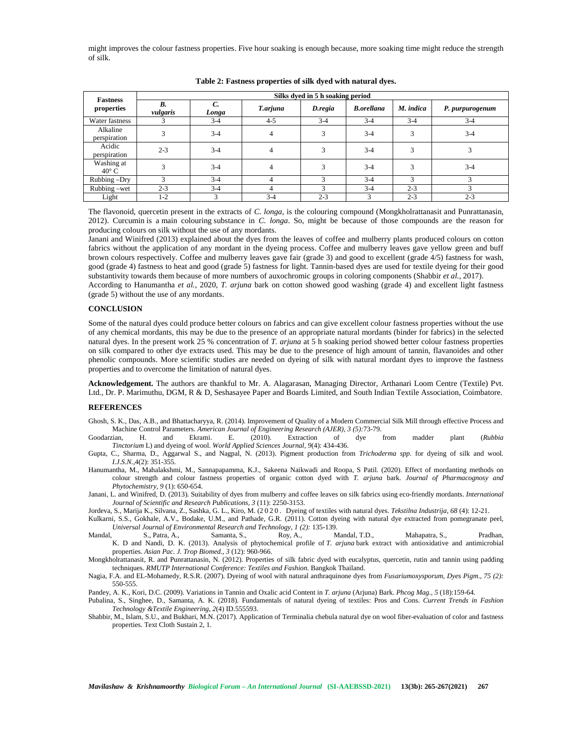might improves the colour fastness properties. Five hour soaking is enough because, more soaking time might reduce the strength of silk.

**Table 2: Fastness properties of silk dyed with natural dyes.**

| Fastness properties | Silks dyed in 5 h soaking period | | | | | | |
|---|---|---|---|---|---|---|---|
| | *B. vulgaris* | *C. Longa* | *T.arjuna* | *D.regia* | *B.orellana* | *M. indica* | *P. purpurogenum* |
| Water fastness | 3 | 3-4 | 4-5 | 3-4 | 3-4 | 3-4 | 3-4 |
| Alkaline perspiration | 3 | 3-4 | 4 | 3 | 3-4 | 3 | 3-4 |
| Acidic perspiration | 2-3 | 3-4 | 4 | 3 | 3-4 | 3 | 3 |
| Washing at 40° C | 3 | 3-4 | 4 | 3 | 3-4 | 3 | 3-4 |
| Rubbing –Dry | 3 | 3-4 | 4 | 3 | 3-4 | 3 | 3 |
| Rubbing –wet | 2-3 | 3-4 | 4 | 3 | 3-4 | 2-3 | 3 |
| Light | 1-2 | 3 | 3-4 | 2-3 | 3 | 2-3 | 2-3 |

The flavonoid, quercetin present in the extracts of *C. longa*, is the colouring compound (Mongkholrattanasit and Punrattanasin, 2012). Curcumin is a main colouring substance in *C. longa*. So, might be because of those compounds are the reason for producing colours on silk without the use of any mordants.

Janani and Winifred (2013) explained about the dyes from the leaves of coffee and mulberry plants produced colours on cotton fabrics without the application of any mordant in the dyeing process. Coffee and mulberry leaves gave yellow green and buff brown colours respectively. Coffee and mulberry leaves gave fair (grade 3) and good to excellent (grade 4/5) fastness for wash, good (grade 4) fastness to heat and good (grade 5) fastness for light. Tannin-based dyes are used for textile dyeing for their good substantivity towards them because of more numbers of auxochromic groups in coloring components (Shabbir *et al.*, 2017).

According to Hanumantha *et al.*, 2020, *T. arjuna* bark on cotton showed good washing (grade 4) and excellent light fastness (grade 5) without the use of any mordants.

## CONCLUSION

Some of the natural dyes could produce better colours on fabrics and can give excellent colour fastness properties without the use of any chemical mordants, this may be due to the presence of an appropriate natural mordants (binder for fabrics) in the selected natural dyes. In the present work 25 % concentration of *T. arjuna* at 5 h soaking period showed better colour fastness properties on silk compared to other dye extracts used. This may be due to the presence of high amount of tannin, flavanoides and other phenolic compounds. More scientific studies are needed on dyeing of silk with natural mordant dyes to improve the fastness properties and to overcome the limitation of natural dyes.

**Acknowledgement.** The authors are thankful to Mr. A. Alagarasan, Managing Director, Arthanari Loom Centre (Textile) Pvt. Ltd., Dr. P. Marimuthu, DGM, R & D, Seshasayee Paper and Boards Limited, and South Indian Textile Association, Coimbatore.

## REFERENCES

Ghosh, S. K., Das, A.B., and Bhattacharyya, R. (2014). Improvement of Quality of a Modern Commercial Silk Mill through effective Process and Machine Control Parameters. *American Journal of Engineering Research (AJER), 3 (5):*73-79.

Goodarzian, H. and Ekrami. E. (2010). Extraction of dye from madder plant (*Rubbia Tinctorium* L) and dyeing of wool. *World Applied Sciences Journal, 9*(4): 434-436.

Gupta, C., Sharma, D., Aggarwal S., and Nagpal, N. (2013). Pigment production from *Trichoderma spp.* for dyeing of silk and wool. *I.J.S.N.*,4(2): 351-355.

Hanumantha, M., Mahalakshmi, M., Sannapapamma, K.J., Sakeena Naikwadi and Roopa, S Patil. (2020). Effect of mordanting methods on colour strength and colour fastness properties of organic cotton dyed with *T. arjuna* bark. *Journal of Pharmacognosy and Phytochemistry, 9* (1): 650-654.

Janani, L. and Winifred, D. (2013). Suitability of dyes from mulberry and coffee leaves on silk fabrics using eco-friendly mordants. *International Journal of Scientific and Research Publications, 3* (11): 2250-3153.

Jordeva, S., Marija K., Silvana, Z., Sashka, G. L., Kiro, M. (2 0 2 0 . Dyeing of textiles with natural dyes. *Tekstilna Industrija, 68* (4): 12-21.

Kulkarni, S.S., Gokhale, A.V., Bodake, U.M., and Pathade, G.R. (2011). Cotton dyeing with natural dye extracted from pomegranate peel, *Universal Journal of Environmental Research and Technology, 1 (2):* 135-139.

Mandal, S., Patra, A., Samanta, S., Roy, A., Mandal, T.D., Mahapatra, S., Pradhan, K. D and Nandi, D. K. (2013). Analysis of phytochemical profile of *T. arjuna* bark extract with antioxidative and antimicrobial properties. *Asian Pac. J. Trop Biomed., 3* (12): 960-966.

Mongkholrattanasit, R. and Punrattanasin, N. (2012). Properties of silk fabric dyed with eucalyptus, quercetin, rutin and tannin using padding techniques. *RMUTP International Conference: Textiles and Fashion*. Bangkok Thailand.

Nagia, F.A. and EL-Mohamedy, R.S.R. (2007). Dyeing of wool with natural anthraquinone dyes from *Fusariumoxysporum, Dyes Pigm., 75 (2):* 550-555.

Pandey, A. K., Kori, D.C. (2009). Variations in Tannin and Oxalic acid Content in *T. arjuna* (Arjuna) Bark. *Phcog Mag., 5* (18):159-64.

Pubalina, S., Singhee, D., Samanta, A. K. (2018). Fundamentals of natural dyeing of textiles: Pros and Cons. *Current Trends in Fashion Technology &Textile Engineering, 2*(4) ID.555593.

Shabbir, M., Islam, S.U., and Bukhari, M.N. (2017). Application of Terminalia chebula natural dye on wool fiber-evaluation of color and fastness properties. Text Cloth Sustain 2, 1.